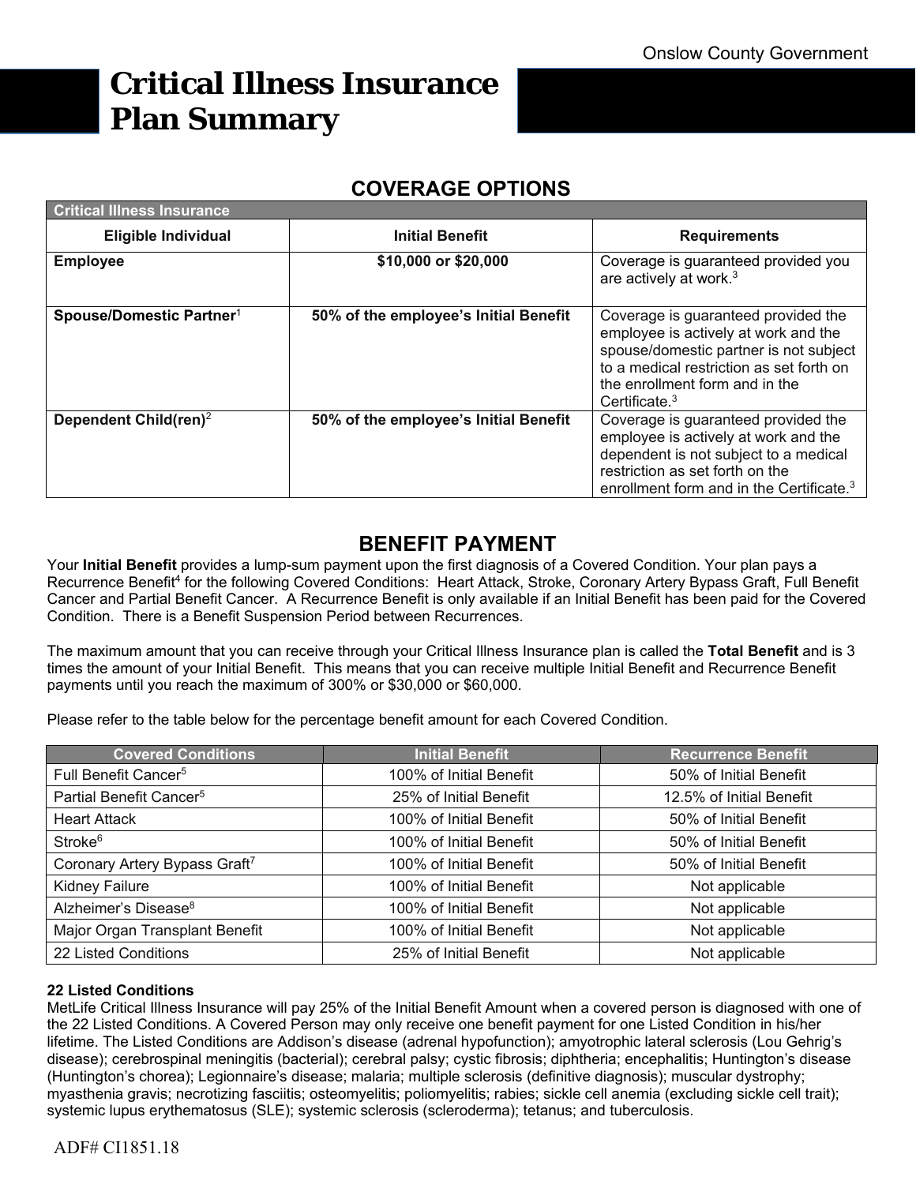Onslow County Government

# Critical Illness Insurance Plan Summary

## COVERAGE OPTIONS

| Critical Illness Insurance | | |
|---|---|---|
| **Eligible Individual** | **Initial Benefit** | **Requirements** |
| **Employee** | **$10,000 or $20,000** | Coverage is guaranteed provided you are actively at work.[3] |
| **Spouse/Domestic Partner**[1] | **50% of the employee's Initial Benefit** | Coverage is guaranteed provided the employee is actively at work and the spouse/domestic partner is not subject to a medical restriction as set forth on the enrollment form and in the Certificate.[3] |
| **Dependent Child(ren)**[2] | **50% of the employee's Initial Benefit** | Coverage is guaranteed provided the employee is actively at work and the dependent is not subject to a medical restriction as set forth on the enrollment form and in the Certificate.[3] |

## BENEFIT PAYMENT

Your **Initial Benefit** provides a lump-sum payment upon the first diagnosis of a Covered Condition. Your plan pays a Recurrence Benefit[4] for the following Covered Conditions: Heart Attack, Stroke, Coronary Artery Bypass Graft, Full Benefit Cancer and Partial Benefit Cancer. A Recurrence Benefit is only available if an Initial Benefit has been paid for the Covered Condition. There is a Benefit Suspension Period between Recurrences.

The maximum amount that you can receive through your Critical Illness Insurance plan is called the **Total Benefit** and is 3 times the amount of your Initial Benefit. This means that you can receive multiple Initial Benefit and Recurrence Benefit payments until you reach the maximum of 300% or $30,000 or $60,000.

Please refer to the table below for the percentage benefit amount for each Covered Condition.

| Covered Conditions | Initial Benefit | Recurrence Benefit |
|---|---|---|
| Full Benefit Cancer[5] | 100% of Initial Benefit | 50% of Initial Benefit |
| Partial Benefit Cancer[5] | 25% of Initial Benefit | 12.5% of Initial Benefit |
| Heart Attack | 100% of Initial Benefit | 50% of Initial Benefit |
| Stroke[6] | 100% of Initial Benefit | 50% of Initial Benefit |
| Coronary Artery Bypass Graft[7] | 100% of Initial Benefit | 50% of Initial Benefit |
| Kidney Failure | 100% of Initial Benefit | Not applicable |
| Alzheimer's Disease[8] | 100% of Initial Benefit | Not applicable |
| Major Organ Transplant Benefit | 100% of Initial Benefit | Not applicable |
| 22 Listed Conditions | 25% of Initial Benefit | Not applicable |

**22 Listed Conditions**

MetLife Critical Illness Insurance will pay 25% of the Initial Benefit Amount when a covered person is diagnosed with one of the 22 Listed Conditions. A Covered Person may only receive one benefit payment for one Listed Condition in his/her lifetime. The Listed Conditions are Addison's disease (adrenal hypofunction); amyotrophic lateral sclerosis (Lou Gehrig's disease); cerebrospinal meningitis (bacterial); cerebral palsy; cystic fibrosis; diphtheria; encephalitis; Huntington's disease (Huntington's chorea); Legionnaire's disease; malaria; multiple sclerosis (definitive diagnosis); muscular dystrophy; myasthenia gravis; necrotizing fasciitis; osteomyelitis; poliomyelitis; rabies; sickle cell anemia (excluding sickle cell trait); systemic lupus erythematosus (SLE); systemic sclerosis (scleroderma); tetanus; and tuberculosis.

ADF# CI1851.18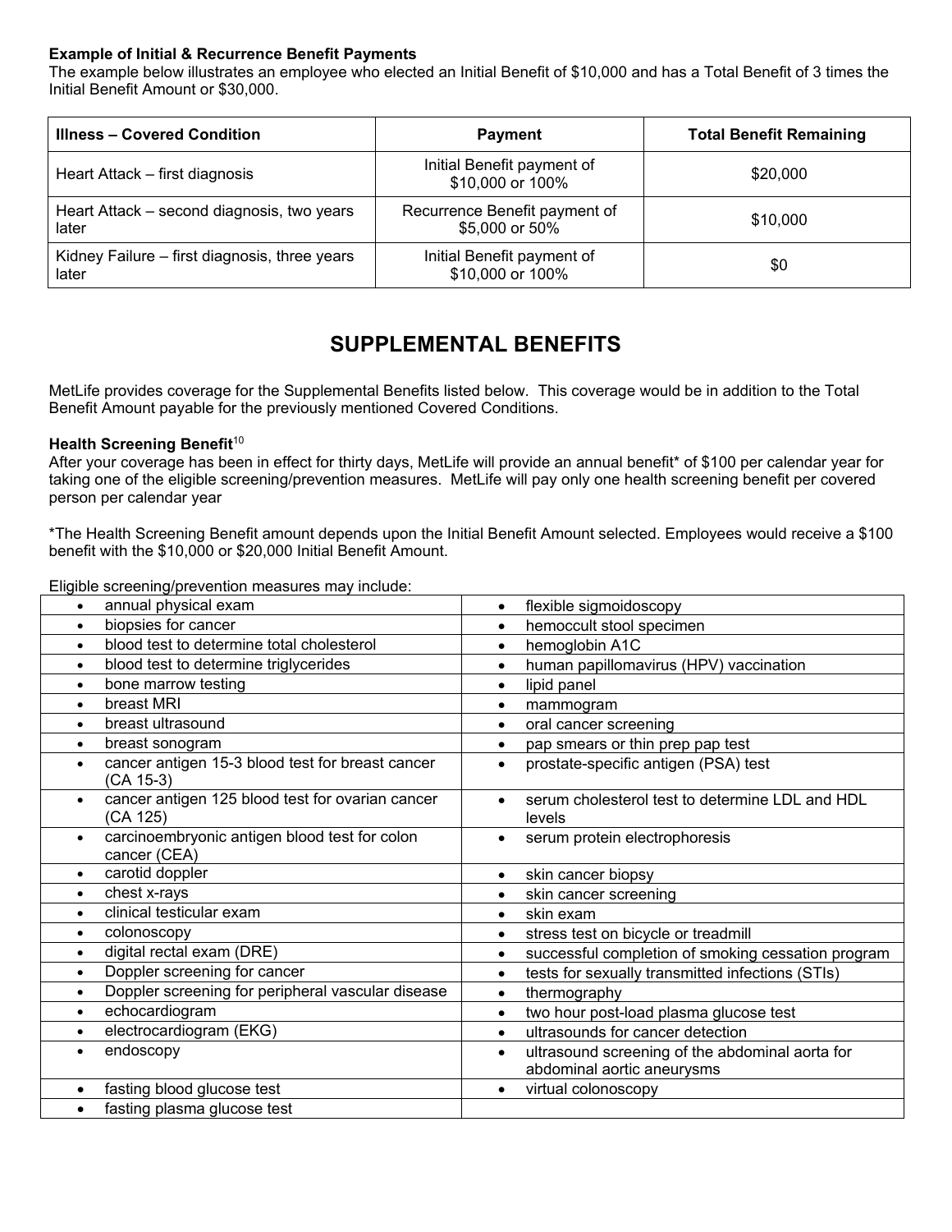**Example of Initial & Recurrence Benefit Payments**
The example below illustrates an employee who elected an Initial Benefit of $10,000 and has a Total Benefit of 3 times the Initial Benefit Amount or $30,000.

| Illness – Covered Condition | Payment | Total Benefit Remaining |
|---|---|---|
| Heart Attack – first diagnosis | Initial Benefit payment of $10,000 or 100% | $20,000 |
| Heart Attack – second diagnosis, two years later | Recurrence Benefit payment of $5,000 or 50% | $10,000 |
| Kidney Failure – first diagnosis, three years later | Initial Benefit payment of $10,000 or 100% | $0 |

## SUPPLEMENTAL BENEFITS

MetLife provides coverage for the Supplemental Benefits listed below. This coverage would be in addition to the Total Benefit Amount payable for the previously mentioned Covered Conditions.

**Health Screening Benefit**[10]
After your coverage has been in effect for thirty days, MetLife will provide an annual benefit* of $100 per calendar year for taking one of the eligible screening/prevention measures. MetLife will pay only one health screening benefit per covered person per calendar year

*The Health Screening Benefit amount depends upon the Initial Benefit Amount selected. Employees would receive a $100 benefit with the $10,000 or $20,000 Initial Benefit Amount.

Eligible screening/prevention measures may include:

| | |
|---|---|
| • annual physical exam | • flexible sigmoidoscopy |
| • biopsies for cancer | • hemoccult stool specimen |
| • blood test to determine total cholesterol | • hemoglobin A1C |
| • blood test to determine triglycerides | • human papillomavirus (HPV) vaccination |
| • bone marrow testing | • lipid panel |
| • breast MRI | • mammogram |
| • breast ultrasound | • oral cancer screening |
| • breast sonogram | • pap smears or thin prep pap test |
| • cancer antigen 15-3 blood test for breast cancer (CA 15-3) | • prostate-specific antigen (PSA) test |
| • cancer antigen 125 blood test for ovarian cancer (CA 125) | • serum cholesterol test to determine LDL and HDL levels |
| • carcinoembryonic antigen blood test for colon cancer (CEA) | • serum protein electrophoresis |
| • carotid doppler | • skin cancer biopsy |
| • chest x-rays | • skin cancer screening |
| • clinical testicular exam | • skin exam |
| • colonoscopy | • stress test on bicycle or treadmill |
| • digital rectal exam (DRE) | • successful completion of smoking cessation program |
| • Doppler screening for cancer | • tests for sexually transmitted infections (STIs) |
| • Doppler screening for peripheral vascular disease | • thermography |
| • echocardiogram | • two hour post-load plasma glucose test |
| • electrocardiogram (EKG) | • ultrasounds for cancer detection |
| • endoscopy | • ultrasound screening of the abdominal aorta for abdominal aortic aneurysms |
| • fasting blood glucose test | • virtual colonoscopy |
| • fasting plasma glucose test | |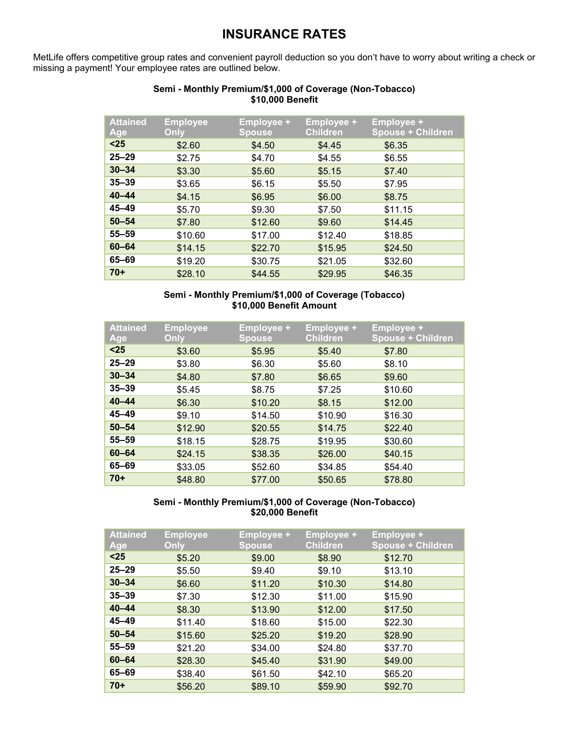# INSURANCE RATES

MetLife offers competitive group rates and convenient payroll deduction so you don't have to worry about writing a check or missing a payment! Your employee rates are outlined below.

**Semi - Monthly Premium/$1,000 of Coverage (Non-Tobacco)**
**$10,000 Benefit**

| Attained Age | Employee Only | Employee + Spouse | Employee + Children | Employee + Spouse + Children |
|---|---|---|---|---|
| <25 | $2.60 | $4.50 | $4.45 | $6.35 |
| 25–29 | $2.75 | $4.70 | $4.55 | $6.55 |
| 30–34 | $3.30 | $5.60 | $5.15 | $7.40 |
| 35–39 | $3.65 | $6.15 | $5.50 | $7.95 |
| 40–44 | $4.15 | $6.95 | $6.00 | $8.75 |
| 45–49 | $5.70 | $9.30 | $7.50 | $11.15 |
| 50–54 | $7.80 | $12.60 | $9.60 | $14.45 |
| 55–59 | $10.60 | $17.00 | $12.40 | $18.85 |
| 60–64 | $14.15 | $22.70 | $15.95 | $24.50 |
| 65–69 | $19.20 | $30.75 | $21.05 | $32.60 |
| 70+ | $28.10 | $44.55 | $29.95 | $46.35 |

**Semi - Monthly Premium/$1,000 of Coverage (Tobacco)**
**$10,000 Benefit Amount**

| Attained Age | Employee Only | Employee + Spouse | Employee + Children | Employee + Spouse + Children |
|---|---|---|---|---|
| <25 | $3.60 | $5.95 | $5.40 | $7.80 |
| 25–29 | $3.80 | $6.30 | $5.60 | $8.10 |
| 30–34 | $4.80 | $7.80 | $6.65 | $9.60 |
| 35–39 | $5.45 | $8.75 | $7.25 | $10.60 |
| 40–44 | $6.30 | $10.20 | $8.15 | $12.00 |
| 45–49 | $9.10 | $14.50 | $10.90 | $16.30 |
| 50–54 | $12.90 | $20.55 | $14.75 | $22.40 |
| 55–59 | $18.15 | $28.75 | $19.95 | $30.60 |
| 60–64 | $24.15 | $38.35 | $26.00 | $40.15 |
| 65–69 | $33.05 | $52.60 | $34.85 | $54.40 |
| 70+ | $48.80 | $77.00 | $50.65 | $78.80 |

**Semi - Monthly Premium/$1,000 of Coverage (Non-Tobacco)**
**$20,000 Benefit**

| Attained Age | Employee Only | Employee + Spouse | Employee + Children | Employee + Spouse + Children |
|---|---|---|---|---|
| <25 | $5.20 | $9.00 | $8.90 | $12.70 |
| 25–29 | $5.50 | $9.40 | $9.10 | $13.10 |
| 30–34 | $6.60 | $11.20 | $10.30 | $14.80 |
| 35–39 | $7.30 | $12.30 | $11.00 | $15.90 |
| 40–44 | $8.30 | $13.90 | $12.00 | $17.50 |
| 45–49 | $11.40 | $18.60 | $15.00 | $22.30 |
| 50–54 | $15.60 | $25.20 | $19.20 | $28.90 |
| 55–59 | $21.20 | $34.00 | $24.80 | $37.70 |
| 60–64 | $28.30 | $45.40 | $31.90 | $49.00 |
| 65–69 | $38.40 | $61.50 | $42.10 | $65.20 |
| 70+ | $56.20 | $89.10 | $59.90 | $92.70 |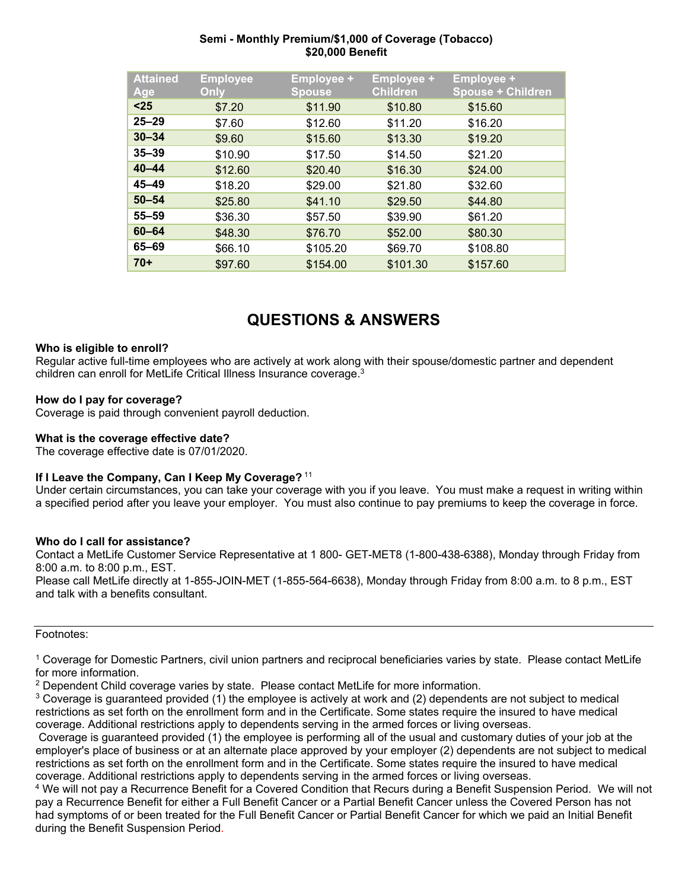**Semi - Monthly Premium/$1,000 of Coverage (Tobacco)**
**$20,000 Benefit**

| Attained Age | Employee Only | Employee + Spouse | Employee + Children | Employee + Spouse + Children |
|---|---|---|---|---|
| **<25** | $7.20 | $11.90 | $10.80 | $15.60 |
| **25–29** | $7.60 | $12.60 | $11.20 | $16.20 |
| **30–34** | $9.60 | $15.60 | $13.30 | $19.20 |
| **35–39** | $10.90 | $17.50 | $14.50 | $21.20 |
| **40–44** | $12.60 | $20.40 | $16.30 | $24.00 |
| **45–49** | $18.20 | $29.00 | $21.80 | $32.60 |
| **50–54** | $25.80 | $41.10 | $29.50 | $44.80 |
| **55–59** | $36.30 | $57.50 | $39.90 | $61.20 |
| **60–64** | $48.30 | $76.70 | $52.00 | $80.30 |
| **65–69** | $66.10 | $105.20 | $69.70 | $108.80 |
| **70+** | $97.60 | $154.00 | $101.30 | $157.60 |

# QUESTIONS & ANSWERS

**Who is eligible to enroll?**
Regular active full-time employees who are actively at work along with their spouse/domestic partner and dependent children can enroll for MetLife Critical Illness Insurance coverage.[3]

**How do I pay for coverage?**
Coverage is paid through convenient payroll deduction.

**What is the coverage effective date?**
The coverage effective date is 07/01/2020.

**If I Leave the Company, Can I Keep My Coverage?** [11]
Under certain circumstances, you can take your coverage with you if you leave. You must make a request in writing within a specified period after you leave your employer. You must also continue to pay premiums to keep the coverage in force.

**Who do I call for assistance?**
Contact a MetLife Customer Service Representative at 1 800- GET-MET8 (1-800-438-6388), Monday through Friday from 8:00 a.m. to 8:00 p.m., EST.
Please call MetLife directly at 1-855-JOIN-MET (1-855-564-6638), Monday through Friday from 8:00 a.m. to 8 p.m., EST and talk with a benefits consultant.

---

Footnotes:

[1] Coverage for Domestic Partners, civil union partners and reciprocal beneficiaries varies by state. Please contact MetLife for more information.
[2] Dependent Child coverage varies by state. Please contact MetLife for more information.
[3] Coverage is guaranteed provided (1) the employee is actively at work and (2) dependents are not subject to medical restrictions as set forth on the enrollment form and in the Certificate. Some states require the insured to have medical coverage. Additional restrictions apply to dependents serving in the armed forces or living overseas.
Coverage is guaranteed provided (1) the employee is performing all of the usual and customary duties of your job at the employer's place of business or at an alternate place approved by your employer (2) dependents are not subject to medical restrictions as set forth on the enrollment form and in the Certificate. Some states require the insured to have medical coverage. Additional restrictions apply to dependents serving in the armed forces or living overseas.
[4] We will not pay a Recurrence Benefit for a Covered Condition that Recurs during a Benefit Suspension Period. We will not pay a Recurrence Benefit for either a Full Benefit Cancer or a Partial Benefit Cancer unless the Covered Person has not had symptoms of or been treated for the Full Benefit Cancer or Partial Benefit Cancer for which we paid an Initial Benefit during the Benefit Suspension Period.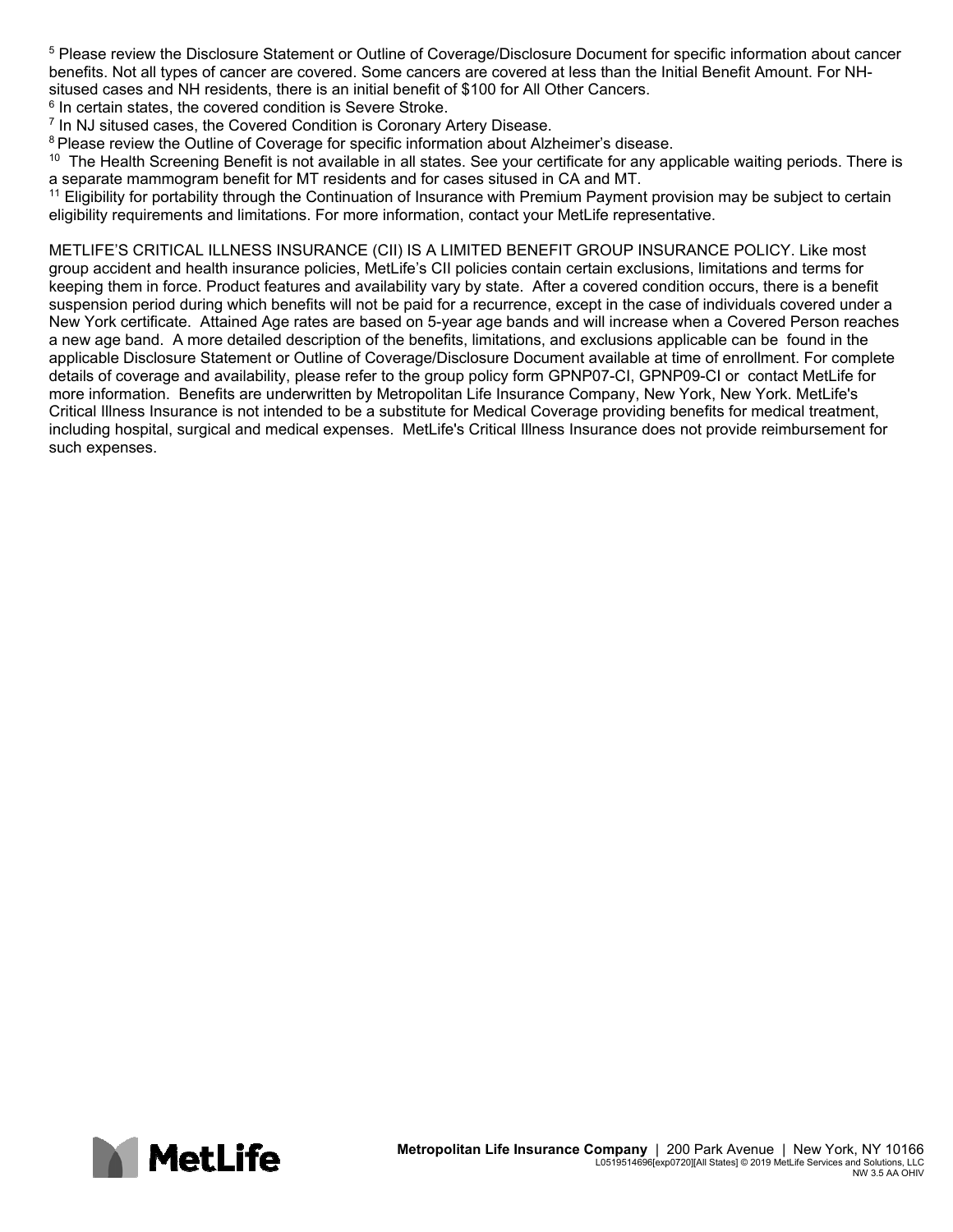[5] Please review the Disclosure Statement or Outline of Coverage/Disclosure Document for specific information about cancer benefits. Not all types of cancer are covered. Some cancers are covered at less than the Initial Benefit Amount. For NH-sitused cases and NH residents, there is an initial benefit of $100 for All Other Cancers.

[6] In certain states, the covered condition is Severe Stroke.

[7] In NJ sitused cases, the Covered Condition is Coronary Artery Disease.

[8] Please review the Outline of Coverage for specific information about Alzheimer's disease.

[10] The Health Screening Benefit is not available in all states. See your certificate for any applicable waiting periods. There is a separate mammogram benefit for MT residents and for cases sitused in CA and MT.

[11] Eligibility for portability through the Continuation of Insurance with Premium Payment provision may be subject to certain eligibility requirements and limitations. For more information, contact your MetLife representative.

METLIFE'S CRITICAL ILLNESS INSURANCE (CII) IS A LIMITED BENEFIT GROUP INSURANCE POLICY. Like most group accident and health insurance policies, MetLife's CII policies contain certain exclusions, limitations and terms for keeping them in force. Product features and availability vary by state. After a covered condition occurs, there is a benefit suspension period during which benefits will not be paid for a recurrence, except in the case of individuals covered under a New York certificate. Attained Age rates are based on 5-year age bands and will increase when a Covered Person reaches a new age band. A more detailed description of the benefits, limitations, and exclusions applicable can be found in the applicable Disclosure Statement or Outline of Coverage/Disclosure Document available at time of enrollment. For complete details of coverage and availability, please refer to the group policy form GPNP07-CI, GPNP09-CI or contact MetLife for more information. Benefits are underwritten by Metropolitan Life Insurance Company, New York, New York. MetLife's Critical Illness Insurance is not intended to be a substitute for Medical Coverage providing benefits for medical treatment, including hospital, surgical and medical expenses. MetLife's Critical Illness Insurance does not provide reimbursement for such expenses.

MetLife

**Metropolitan Life Insurance Company** | 200 Park Avenue | New York, NY 10166
L0519514696[exp0720][All States] © 2019 MetLife Services and Solutions, LLC
NW 3.5 AA OHIV